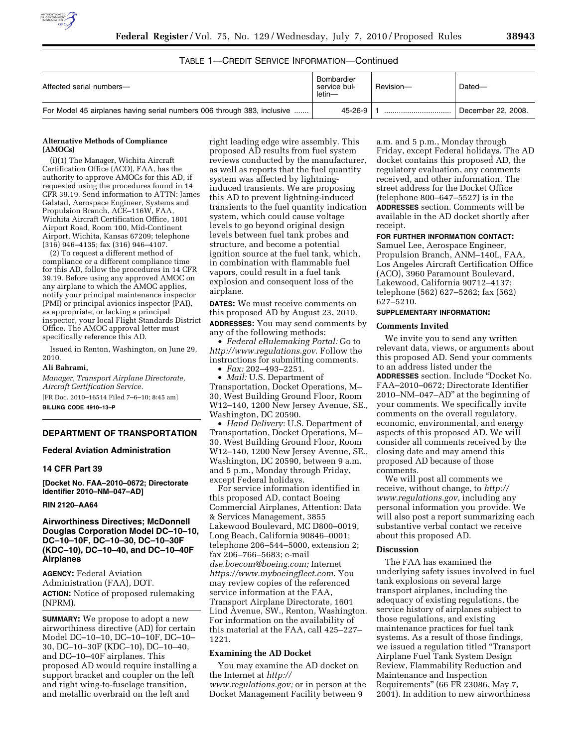TABLE 1—CREDIT SERVICE INFORMATION—Continued

| Affected serial numbers— | Bombardier service bulletin— | Revision— | Dated— |
| --- | --- | --- | --- |
| For Model 45 airplanes having serial numbers 006 through 383, inclusive ....... | 45-26-9 | 1 ............................... | December 22, 2008. |

**Alternative Methods of Compliance (AMOCs)**

(i)(1) The Manager, Wichita Aircraft Certification Office (ACO), FAA, has the authority to approve AMOCs for this AD, if requested using the procedures found in 14 CFR 39.19. Send information to ATTN: James Galstad, Aerospace Engineer, Systems and Propulsion Branch, ACE–116W, FAA, Wichita Aircraft Certification Office, 1801 Airport Road, Room 100, Mid-Continent Airport, Wichita, Kansas 67209; telephone (316) 946–4135; fax (316) 946–4107.

(2) To request a different method of compliance or a different compliance time for this AD, follow the procedures in 14 CFR 39.19. Before using any approved AMOC on any airplane to which the AMOC applies, notify your principal maintenance inspector (PMI) or principal avionics inspector (PAI), as appropriate, or lacking a principal inspector, your local Flight Standards District Office. The AMOC approval letter must specifically reference this AD.

Issued in Renton, Washington, on June 29, 2010.

**Ali Bahrami,**

*Manager, Transport Airplane Directorate, Aircraft Certification Service.*

[FR Doc. 2010–16514 Filed 7–6–10; 8:45 am]

**BILLING CODE 4910–13–P**

## DEPARTMENT OF TRANSPORTATION

### Federal Aviation Administration

### 14 CFR Part 39

**[Docket No. FAA–2010–0672; Directorate Identifier 2010–NM–047–AD]**

**RIN 2120–AA64**

### Airworthiness Directives; McDonnell Douglas Corporation Model DC–10–10, DC–10–10F, DC–10–30, DC–10–30F (KDC–10), DC–10–40, and DC–10–40F Airplanes

**AGENCY:** Federal Aviation Administration (FAA), DOT.

**ACTION:** Notice of proposed rulemaking (NPRM).

**SUMMARY:** We propose to adopt a new airworthiness directive (AD) for certain Model DC–10–10, DC–10–10F, DC–10–30, DC–10–30F (KDC–10), DC–10–40, and DC–10–40F airplanes. This proposed AD would require installing a support bracket and coupler on the left and right wing-to-fuselage transition, and metallic overbraid on the left and right leading edge wire assembly. This proposed AD results from fuel system reviews conducted by the manufacturer, as well as reports that the fuel quantity system was affected by lightning-induced transients. We are proposing this AD to prevent lightning-induced transients to the fuel quantity indication system, which could cause voltage levels to go beyond original design levels between fuel tank probes and structure, and become a potential ignition source at the fuel tank, which, in combination with flammable fuel vapors, could result in a fuel tank explosion and consequent loss of the airplane.

**DATES:** We must receive comments on this proposed AD by August 23, 2010.

**ADDRESSES:** You may send comments by any of the following methods:

- *Federal eRulemaking Portal:* Go to *http://www.regulations.gov*. Follow the instructions for submitting comments.
- *Fax:* 202–493–2251.
- *Mail:* U.S. Department of Transportation, Docket Operations, M–30, West Building Ground Floor, Room W12–140, 1200 New Jersey Avenue, SE., Washington, DC 20590.
- *Hand Delivery:* U.S. Department of Transportation, Docket Operations, M–30, West Building Ground Floor, Room W12–140, 1200 New Jersey Avenue, SE., Washington, DC 20590, between 9 a.m. and 5 p.m., Monday through Friday, except Federal holidays.

For service information identified in this proposed AD, contact Boeing Commercial Airplanes, Attention: Data & Services Management, 3855 Lakewood Boulevard, MC D800–0019, Long Beach, California 90846–0001; telephone 206–544–5000, extension 2; fax 206–766–5683; e-mail *dse.boecom@boeing.com;* Internet *https://www.myboeingfleet.com*. You may review copies of the referenced service information at the FAA, Transport Airplane Directorate, 1601 Lind Avenue, SW., Renton, Washington. For information on the availability of this material at the FAA, call 425–227–1221.

**Examining the AD Docket**

You may examine the AD docket on the Internet at *http://www.regulations.gov;* or in person at the Docket Management Facility between 9 a.m. and 5 p.m., Monday through Friday, except Federal holidays. The AD docket contains this proposed AD, the regulatory evaluation, any comments received, and other information. The street address for the Docket Office (telephone 800–647–5527) is in the **ADDRESSES** section. Comments will be available in the AD docket shortly after receipt.

**FOR FURTHER INFORMATION CONTACT:** Samuel Lee, Aerospace Engineer, Propulsion Branch, ANM–140L, FAA, Los Angeles Aircraft Certification Office (ACO), 3960 Paramount Boulevard, Lakewood, California 90712–4137; telephone (562) 627–5262; fax (562) 627–5210.

**SUPPLEMENTARY INFORMATION:**

**Comments Invited**

We invite you to send any written relevant data, views, or arguments about this proposed AD. Send your comments to an address listed under the **ADDRESSES** section. Include "Docket No. FAA–2010–0672; Directorate Identifier 2010–NM–047–AD" at the beginning of your comments. We specifically invite comments on the overall regulatory, economic, environmental, and energy aspects of this proposed AD. We will consider all comments received by the closing date and may amend this proposed AD because of those comments.

We will post all comments we receive, without change, to *http://www.regulations.gov,* including any personal information you provide. We will also post a report summarizing each substantive verbal contact we receive about this proposed AD.

**Discussion**

The FAA has examined the underlying safety issues involved in fuel tank explosions on several large transport airplanes, including the adequacy of existing regulations, the service history of airplanes subject to those regulations, and existing maintenance practices for fuel tank systems. As a result of those findings, we issued a regulation titled "Transport Airplane Fuel Tank System Design Review, Flammability Reduction and Maintenance and Inspection Requirements" (66 FR 23086, May 7, 2001). In addition to new airworthiness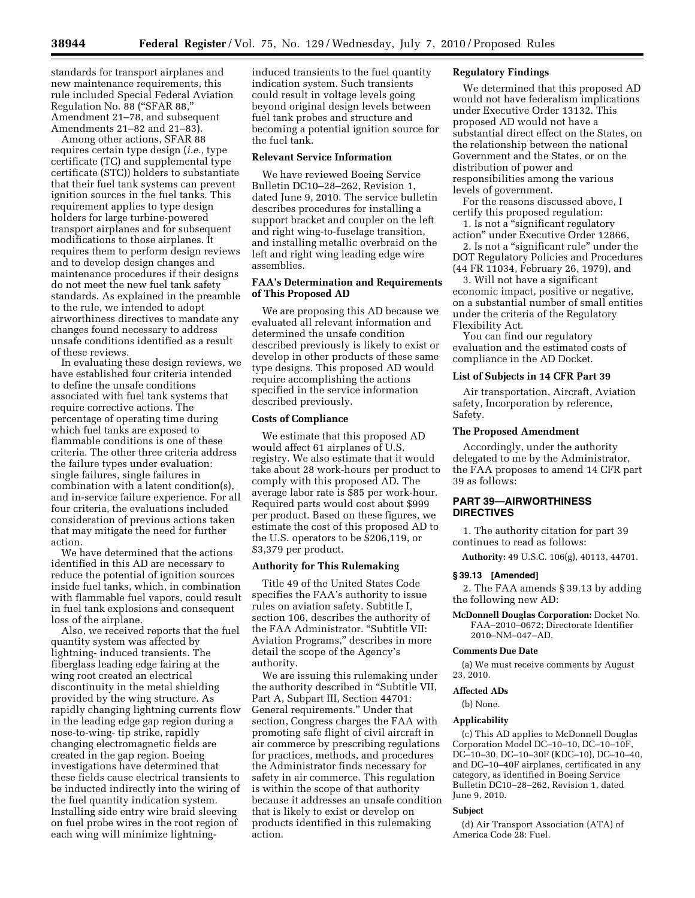standards for transport airplanes and new maintenance requirements, this rule included Special Federal Aviation Regulation No. 88 ("SFAR 88," Amendment 21–78, and subsequent Amendments 21–82 and 21–83).

Among other actions, SFAR 88 requires certain type design (*i.e.,* type certificate (TC) and supplemental type certificate (STC)) holders to substantiate that their fuel tank systems can prevent ignition sources in the fuel tanks. This requirement applies to type design holders for large turbine-powered transport airplanes and for subsequent modifications to those airplanes. It requires them to perform design reviews and to develop design changes and maintenance procedures if their designs do not meet the new fuel tank safety standards. As explained in the preamble to the rule, we intended to adopt airworthiness directives to mandate any changes found necessary to address unsafe conditions identified as a result of these reviews.

In evaluating these design reviews, we have established four criteria intended to define the unsafe conditions associated with fuel tank systems that require corrective actions. The percentage of operating time during which fuel tanks are exposed to flammable conditions is one of these criteria. The other three criteria address the failure types under evaluation: single failures, single failures in combination with a latent condition(s), and in-service failure experience. For all four criteria, the evaluations included consideration of previous actions taken that may mitigate the need for further action.

We have determined that the actions identified in this AD are necessary to reduce the potential of ignition sources inside fuel tanks, which, in combination with flammable fuel vapors, could result in fuel tank explosions and consequent loss of the airplane.

Also, we received reports that the fuel quantity system was affected by lightning- induced transients. The fiberglass leading edge fairing at the wing root created an electrical discontinuity in the metal shielding provided by the wing structure. As rapidly changing lightning currents flow in the leading edge gap region during a nose-to-wing- tip strike, rapidly changing electromagnetic fields are created in the gap region. Boeing investigations have determined that these fields cause electrical transients to be inducted indirectly into the wiring of the fuel quantity indication system. Installing side entry wire braid sleeving on fuel probe wires in the root region of each wing will minimize lightning-induced transients to the fuel quantity indication system. Such transients could result in voltage levels going beyond original design levels between fuel tank probes and structure and becoming a potential ignition source for the fuel tank.

**Relevant Service Information**

We have reviewed Boeing Service Bulletin DC10–28–262, Revision 1, dated June 9, 2010. The service bulletin describes procedures for installing a support bracket and coupler on the left and right wing-to-fuselage transition, and installing metallic overbraid on the left and right wing leading edge wire assemblies.

**FAA's Determination and Requirements of This Proposed AD**

We are proposing this AD because we evaluated all relevant information and determined the unsafe condition described previously is likely to exist or develop in other products of these same type designs. This proposed AD would require accomplishing the actions specified in the service information described previously.

**Costs of Compliance**

We estimate that this proposed AD would affect 61 airplanes of U.S. registry. We also estimate that it would take about 28 work-hours per product to comply with this proposed AD. The average labor rate is $85 per work-hour. Required parts would cost about $999 per product. Based on these figures, we estimate the cost of this proposed AD to the U.S. operators to be $206,119, or $3,379 per product.

**Authority for This Rulemaking**

Title 49 of the United States Code specifies the FAA's authority to issue rules on aviation safety. Subtitle I, section 106, describes the authority of the FAA Administrator. "Subtitle VII: Aviation Programs," describes in more detail the scope of the Agency's authority.

We are issuing this rulemaking under the authority described in "Subtitle VII, Part A, Subpart III, Section 44701: General requirements." Under that section, Congress charges the FAA with promoting safe flight of civil aircraft in air commerce by prescribing regulations for practices, methods, and procedures the Administrator finds necessary for safety in air commerce. This regulation is within the scope of that authority because it addresses an unsafe condition that is likely to exist or develop on products identified in this rulemaking action.

**Regulatory Findings**

We determined that this proposed AD would not have federalism implications under Executive Order 13132. This proposed AD would not have a substantial direct effect on the States, on the relationship between the national Government and the States, or on the distribution of power and responsibilities among the various levels of government.

For the reasons discussed above, I certify this proposed regulation:

1. Is not a "significant regulatory action" under Executive Order 12866,
2. Is not a "significant rule" under the DOT Regulatory Policies and Procedures (44 FR 11034, February 26, 1979), and
3. Will not have a significant economic impact, positive or negative, on a substantial number of small entities under the criteria of the Regulatory Flexibility Act.

You can find our regulatory evaluation and the estimated costs of compliance in the AD Docket.

**List of Subjects in 14 CFR Part 39**

Air transportation, Aircraft, Aviation safety, Incorporation by reference, Safety.

**The Proposed Amendment**

Accordingly, under the authority delegated to me by the Administrator, the FAA proposes to amend 14 CFR part 39 as follows:

## PART 39—AIRWORTHINESS DIRECTIVES

1. The authority citation for part 39 continues to read as follows:

**Authority:** 49 U.S.C. 106(g), 40113, 44701.

**§ 39.13 [Amended]**

2. The FAA amends § 39.13 by adding the following new AD:

**McDonnell Douglas Corporation:** Docket No. FAA–2010–0672; Directorate Identifier 2010–NM–047–AD.

**Comments Due Date**

(a) We must receive comments by August 23, 2010.

**Affected ADs**

(b) None.

**Applicability**

(c) This AD applies to McDonnell Douglas Corporation Model DC–10–10, DC–10–10F, DC–10–30, DC–10–30F (KDC–10), DC–10–40, and DC–10–40F airplanes, certificated in any category, as identified in Boeing Service Bulletin DC10–28–262, Revision 1, dated June 9, 2010.

**Subject**

(d) Air Transport Association (ATA) of America Code 28: Fuel.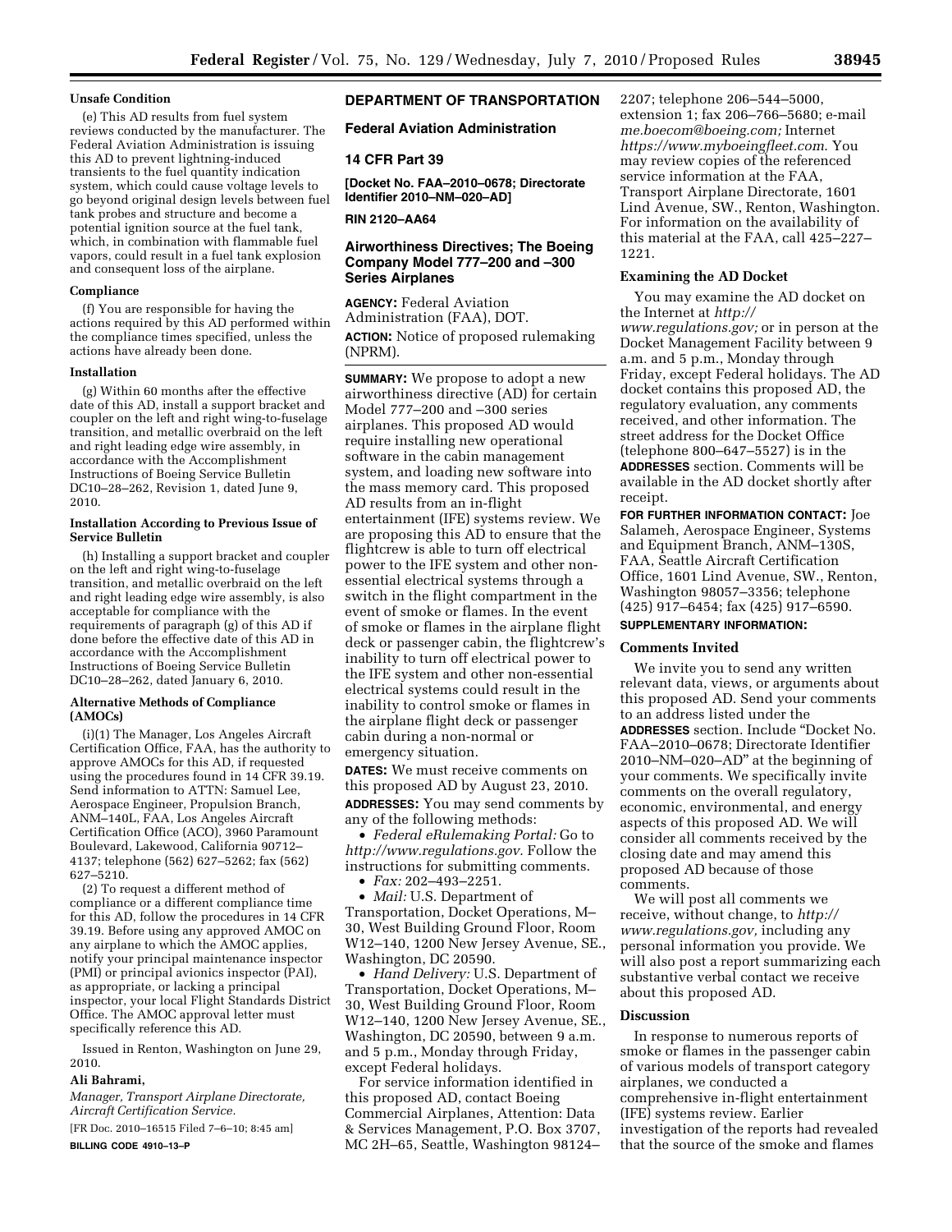**Unsafe Condition**

(e) This AD results from fuel system reviews conducted by the manufacturer. The Federal Aviation Administration is issuing this AD to prevent lightning-induced transients to the fuel quantity indication system, which could cause voltage levels to go beyond original design levels between fuel tank probes and structure and become a potential ignition source at the fuel tank, which, in combination with flammable fuel vapors, could result in a fuel tank explosion and consequent loss of the airplane.

**Compliance**

(f) You are responsible for having the actions required by this AD performed within the compliance times specified, unless the actions have already been done.

**Installation**

(g) Within 60 months after the effective date of this AD, install a support bracket and coupler on the left and right wing-to-fuselage transition, and metallic overbraid on the left and right leading edge wire assembly, in accordance with the Accomplishment Instructions of Boeing Service Bulletin DC10–28–262, Revision 1, dated June 9, 2010.

**Installation According to Previous Issue of Service Bulletin**

(h) Installing a support bracket and coupler on the left and right wing-to-fuselage transition, and metallic overbraid on the left and right leading edge wire assembly, is also acceptable for compliance with the requirements of paragraph (g) of this AD if done before the effective date of this AD in accordance with the Accomplishment Instructions of Boeing Service Bulletin DC10–28–262, dated January 6, 2010.

**Alternative Methods of Compliance (AMOCs)**

(i)(1) The Manager, Los Angeles Aircraft Certification Office, FAA, has the authority to approve AMOCs for this AD, if requested using the procedures found in 14 CFR 39.19. Send information to ATTN: Samuel Lee, Aerospace Engineer, Propulsion Branch, ANM–140L, FAA, Los Angeles Aircraft Certification Office (ACO), 3960 Paramount Boulevard, Lakewood, California 90712–4137; telephone (562) 627–5262; fax (562) 627–5210.

(2) To request a different method of compliance or a different compliance time for this AD, follow the procedures in 14 CFR 39.19. Before using any approved AMOC on any airplane to which the AMOC applies, notify your principal maintenance inspector (PMI) or principal avionics inspector (PAI), as appropriate, or lacking a principal inspector, your local Flight Standards District Office. The AMOC approval letter must specifically reference this AD.

Issued in Renton, Washington on June 29, 2010.

**Ali Bahrami,**

*Manager, Transport Airplane Directorate, Aircraft Certification Service.*

[FR Doc. 2010–16515 Filed 7–6–10; 8:45 am]

**BILLING CODE 4910–13–P**

## DEPARTMENT OF TRANSPORTATION

### Federal Aviation Administration

### 14 CFR Part 39

**[Docket No. FAA–2010–0678; Directorate Identifier 2010–NM–020–AD]**

**RIN 2120–AA64**

## Airworthiness Directives; The Boeing Company Model 777–200 and –300 Series Airplanes

**AGENCY:** Federal Aviation Administration (FAA), DOT.

**ACTION:** Notice of proposed rulemaking (NPRM).

**SUMMARY:** We propose to adopt a new airworthiness directive (AD) for certain Model 777–200 and –300 series airplanes. This proposed AD would require installing new operational software in the cabin management system, and loading new software into the mass memory card. This proposed AD results from an in-flight entertainment (IFE) systems review. We are proposing this AD to ensure that the flightcrew is able to turn off electrical power to the IFE system and other non-essential electrical systems through a switch in the flight compartment in the event of smoke or flames. In the event of smoke or flames in the airplane flight deck or passenger cabin, the flightcrew's inability to turn off electrical power to the IFE system and other non-essential electrical systems could result in the inability to control smoke or flames in the airplane flight deck or passenger cabin during a non-normal or emergency situation.

**DATES:** We must receive comments on this proposed AD by August 23, 2010.

**ADDRESSES:** You may send comments by any of the following methods:

- *Federal eRulemaking Portal:* Go to *http://www.regulations.gov.* Follow the instructions for submitting comments.
- *Fax:* 202–493–2251.
- *Mail:* U.S. Department of Transportation, Docket Operations, M–30, West Building Ground Floor, Room W12–140, 1200 New Jersey Avenue, SE., Washington, DC 20590.
- *Hand Delivery:* U.S. Department of Transportation, Docket Operations, M–30, West Building Ground Floor, Room W12–140, 1200 New Jersey Avenue, SE., Washington, DC 20590, between 9 a.m. and 5 p.m., Monday through Friday, except Federal holidays.

For service information identified in this proposed AD, contact Boeing Commercial Airplanes, Attention: Data & Services Management, P.O. Box 3707, MC 2H–65, Seattle, Washington 98124–2207; telephone 206–544–5000, extension 1; fax 206–766–5680; e-mail *me.boecom@boeing.com;* Internet *https://www.myboeingfleet.com*. You may review copies of the referenced service information at the FAA, Transport Airplane Directorate, 1601 Lind Avenue, SW., Renton, Washington. For information on the availability of this material at the FAA, call 425–227–1221.

**Examining the AD Docket**

You may examine the AD docket on the Internet at *http://www.regulations.gov;* or in person at the Docket Management Facility between 9 a.m. and 5 p.m., Monday through Friday, except Federal holidays. The AD docket contains this proposed AD, the regulatory evaluation, any comments received, and other information. The street address for the Docket Office (telephone 800–647–5527) is in the **ADDRESSES** section. Comments will be available in the AD docket shortly after receipt.

**FOR FURTHER INFORMATION CONTACT:** Joe Salameh, Aerospace Engineer, Systems and Equipment Branch, ANM–130S, FAA, Seattle Aircraft Certification Office, 1601 Lind Avenue, SW., Renton, Washington 98057–3356; telephone (425) 917–6454; fax (425) 917–6590.

**SUPPLEMENTARY INFORMATION:**

**Comments Invited**

We invite you to send any written relevant data, views, or arguments about this proposed AD. Send your comments to an address listed under the **ADDRESSES** section. Include "Docket No. FAA–2010–0678; Directorate Identifier 2010–NM–020–AD" at the beginning of your comments. We specifically invite comments on the overall regulatory, economic, environmental, and energy aspects of this proposed AD. We will consider all comments received by the closing date and may amend this proposed AD because of those comments.

We will post all comments we receive, without change, to *http://www.regulations.gov,* including any personal information you provide. We will also post a report summarizing each substantive verbal contact we receive about this proposed AD.

**Discussion**

In response to numerous reports of smoke or flames in the passenger cabin of various models of transport category airplanes, we conducted a comprehensive in-flight entertainment (IFE) systems review. Earlier investigation of the reports had revealed that the source of the smoke and flames